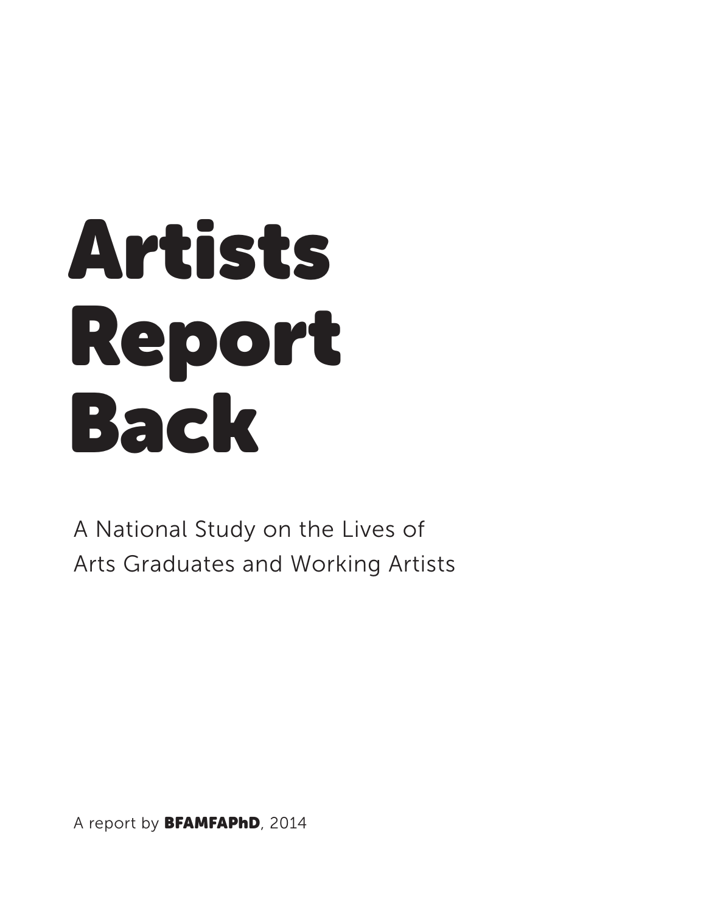# Artists Report Back

A National Study on the Lives of Arts Graduates and Working Artists

A report by **BFAMFAPhD**, 2014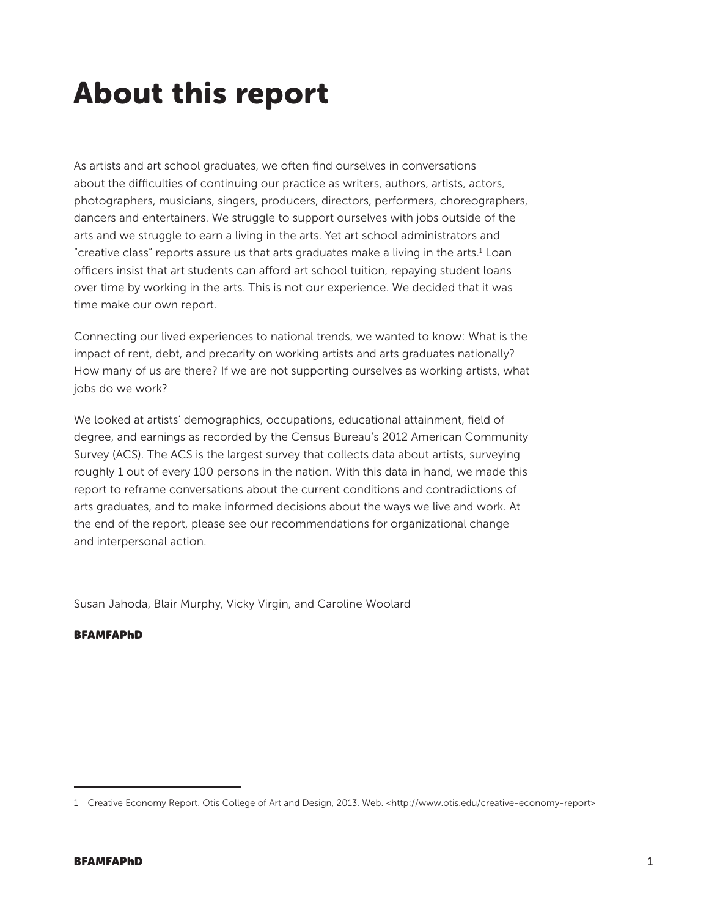# About this report

As artists and art school graduates, we often find ourselves in conversations about the difficulties of continuing our practice as writers, authors, artists, actors, photographers, musicians, singers, producers, directors, performers, choreographers, dancers and entertainers. We struggle to support ourselves with jobs outside of the arts and we struggle to earn a living in the arts. Yet art school administrators and "creative class" reports assure us that arts graduates make a living in the arts.[1] Loan officers insist that art students can afford art school tuition, repaying student loans over time by working in the arts. This is not our experience. We decided that it was time make our own report.

Connecting our lived experiences to national trends, we wanted to know: What is the impact of rent, debt, and precarity on working artists and arts graduates nationally? How many of us are there? If we are not supporting ourselves as working artists, what jobs do we work?

We looked at artists' demographics, occupations, educational attainment, field of degree, and earnings as recorded by the Census Bureau's 2012 American Community Survey (ACS). The ACS is the largest survey that collects data about artists, surveying roughly 1 out of every 100 persons in the nation. With this data in hand, we made this report to reframe conversations about the current conditions and contradictions of arts graduates, and to make informed decisions about the ways we live and work. At the end of the report, please see our recommendations for organizational change and interpersonal action.

Susan Jahoda, Blair Murphy, Vicky Virgin, and Caroline Woolard

**BFAMFAPhD**

---

1 Creative Economy Report. Otis College of Art and Design, 2013. Web. <http://www.otis.edu/creative-economy-report>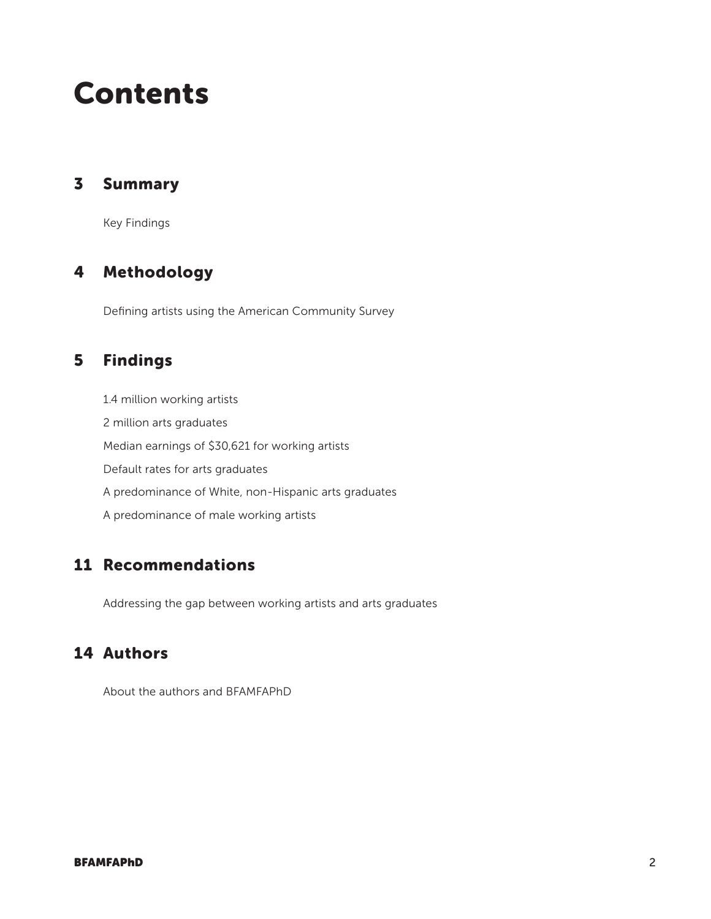# Contents

## 3 Summary

Key Findings

## 4 Methodology

Defining artists using the American Community Survey

## 5 Findings

1.4 million working artists

2 million arts graduates

Median earnings of $30,621 for working artists

Default rates for arts graduates

A predominance of White, non-Hispanic arts graduates

A predominance of male working artists

## 11 Recommendations

Addressing the gap between working artists and arts graduates

## 14 Authors

About the authors and BFAMFAPhD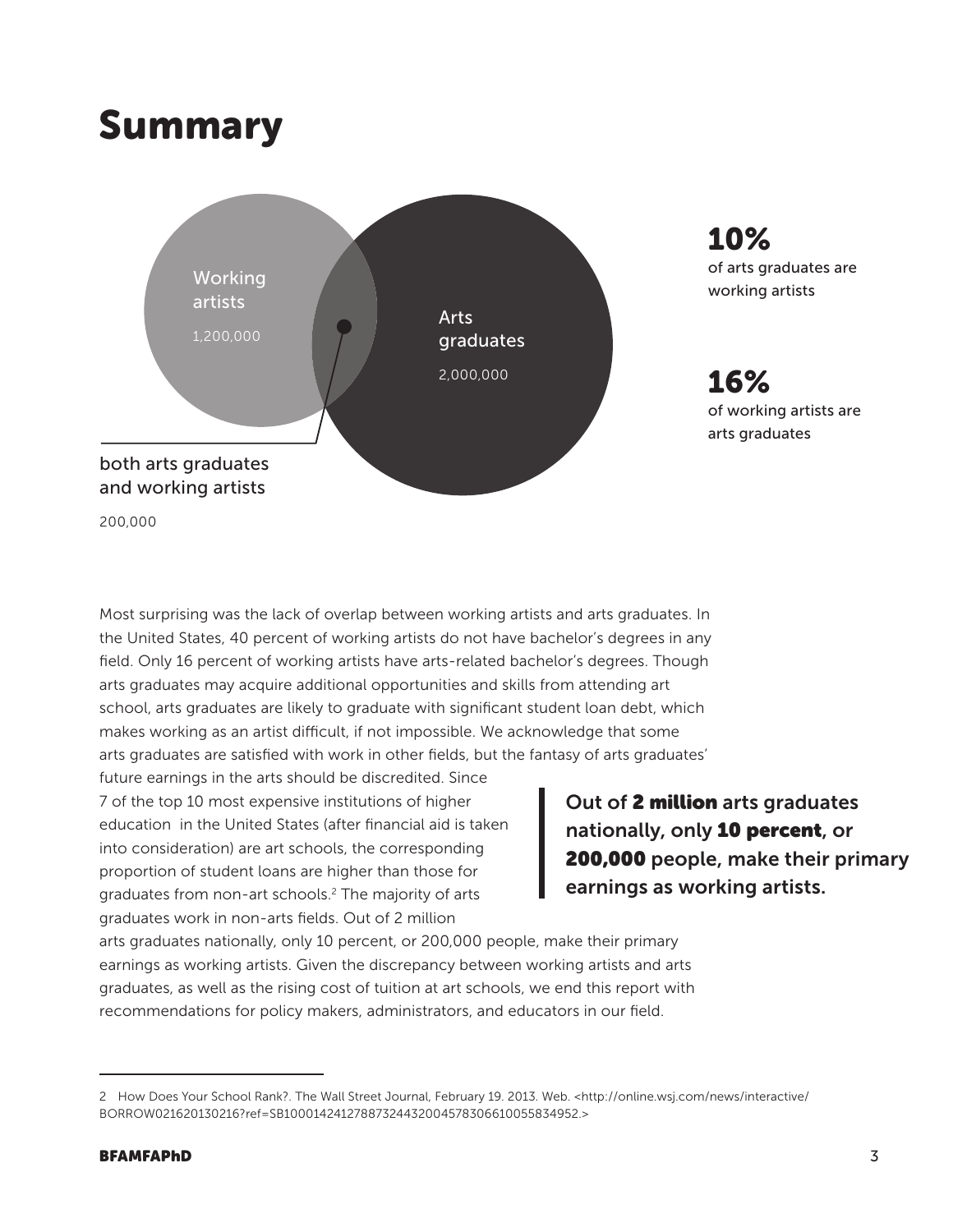# Summary

Working artists

1,200,000

Arts graduates

2,000,000

both arts graduates and working artists

200,000

**10%**
of arts graduates are working artists

**16%**
of working artists are arts graduates

Most surprising was the lack of overlap between working artists and arts graduates. In the United States, 40 percent of working artists do not have bachelor's degrees in any field. Only 16 percent of working artists have arts-related bachelor's degrees. Though arts graduates may acquire additional opportunities and skills from attending art school, arts graduates are likely to graduate with significant student loan debt, which makes working as an artist difficult, if not impossible. We acknowledge that some arts graduates are satisfied with work in other fields, but the fantasy of arts graduates' future earnings in the arts should be discredited. Since 7 of the top 10 most expensive institutions of higher education in the United States (after financial aid is taken into consideration) are art schools, the corresponding proportion of student loans are higher than those for graduates from non-art schools.[2] The majority of arts graduates work in non-arts fields. Out of 2 million arts graduates nationally, only 10 percent, or 200,000 people, make their primary earnings as working artists. Given the discrepancy between working artists and arts graduates, as well as the rising cost of tuition at art schools, we end this report with recommendations for policy makers, administrators, and educators in our field.

> **Out of 2 million arts graduates nationally, only 10 percent, or 200,000 people, make their primary earnings as working artists.**

2 How Does Your School Rank?. The Wall Street Journal, February 19. 2013. Web. <http://online.wsj.com/news/interactive/BORROW021620130216?ref=SB10001424127887324432004578306610055834952.>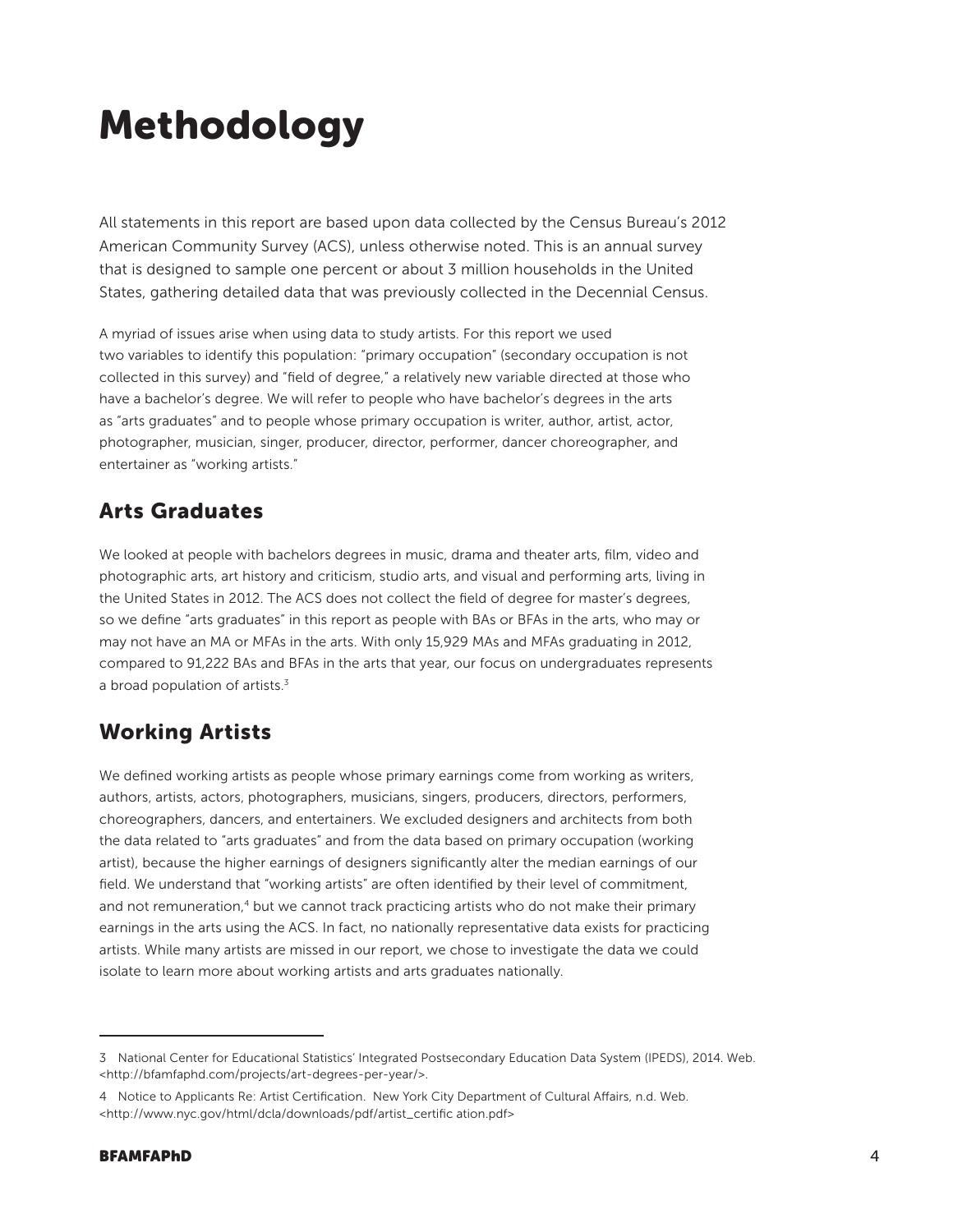# Methodology

All statements in this report are based upon data collected by the Census Bureau's 2012 American Community Survey (ACS), unless otherwise noted. This is an annual survey that is designed to sample one percent or about 3 million households in the United States, gathering detailed data that was previously collected in the Decennial Census.

A myriad of issues arise when using data to study artists. For this report we used two variables to identify this population: "primary occupation" (secondary occupation is not collected in this survey) and "field of degree," a relatively new variable directed at those who have a bachelor's degree. We will refer to people who have bachelor's degrees in the arts as "arts graduates" and to people whose primary occupation is writer, author, artist, actor, photographer, musician, singer, producer, director, performer, dancer choreographer, and entertainer as "working artists."

## Arts Graduates

We looked at people with bachelors degrees in music, drama and theater arts, film, video and photographic arts, art history and criticism, studio arts, and visual and performing arts, living in the United States in 2012. The ACS does not collect the field of degree for master's degrees, so we define "arts graduates" in this report as people with BAs or BFAs in the arts, who may or may not have an MA or MFAs in the arts. With only 15,929 MAs and MFAs graduating in 2012, compared to 91,222 BAs and BFAs in the arts that year, our focus on undergraduates represents a broad population of artists.[3]

## Working Artists

We defined working artists as people whose primary earnings come from working as writers, authors, artists, actors, photographers, musicians, singers, producers, directors, performers, choreographers, dancers, and entertainers. We excluded designers and architects from both the data related to "arts graduates" and from the data based on primary occupation (working artist), because the higher earnings of designers significantly alter the median earnings of our field. We understand that "working artists" are often identified by their level of commitment, and not remuneration,[4] but we cannot track practicing artists who do not make their primary earnings in the arts using the ACS. In fact, no nationally representative data exists for practicing artists. While many artists are missed in our report, we chose to investigate the data we could isolate to learn more about working artists and arts graduates nationally.

---

3 National Center for Educational Statistics' Integrated Postsecondary Education Data System (IPEDS), 2014. Web. <http://bfamfaphd.com/projects/art-degrees-per-year/>.

4 Notice to Applicants Re: Artist Certification. New York City Department of Cultural Affairs, n.d. Web. <http://www.nyc.gov/html/dcla/downloads/pdf/artist_certific ation.pdf>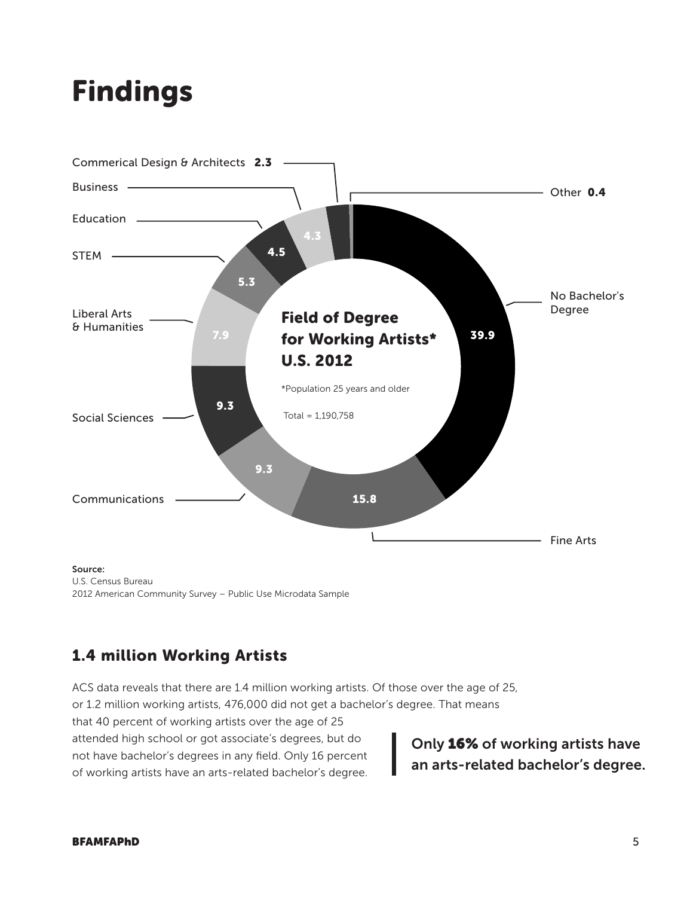# Findings

**Field of Degree for Working Artists\* U.S. 2012**

\*Population 25 years and older

Total = 1,190,758

| Field of Degree | Percent |
|---|---|
| No Bachelor's Degree | 39.9 |
| Fine Arts | 15.8 |
| Communications | 9.3 |
| Social Sciences | 9.3 |
| Liberal Arts & Humanities | 7.9 |
| STEM | 5.3 |
| Education | 4.5 |
| Business | 4.3 |
| Commerical Design & Architects | 2.3 |
| Other | 0.4 |

**Source:**
U.S. Census Bureau
2012 American Community Survey – Public Use Microdata Sample

## 1.4 million Working Artists

ACS data reveals that there are 1.4 million working artists. Of those over the age of 25, or 1.2 million working artists, 476,000 did not get a bachelor's degree. That means that 40 percent of working artists over the age of 25 attended high school or got associate's degrees, but do not have bachelor's degrees in any field. Only 16 percent of working artists have an arts-related bachelor's degree.

> **Only 16% of working artists have an arts-related bachelor's degree.**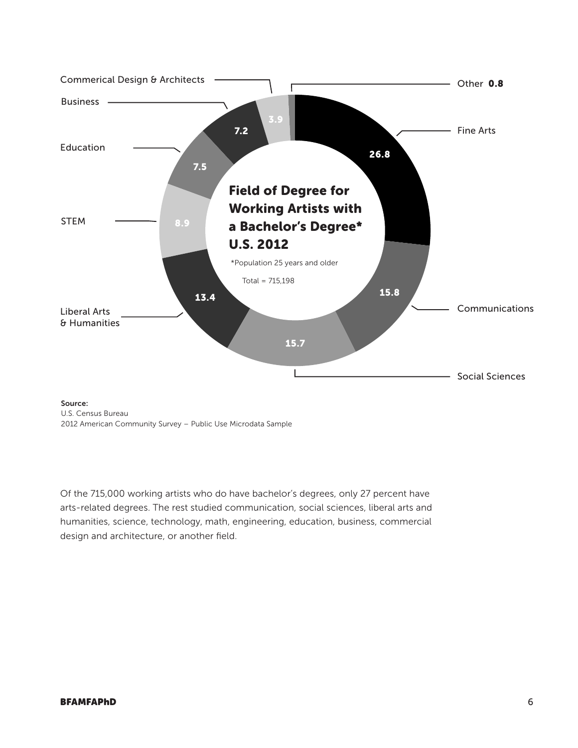## Field of Degree for Working Artists with a Bachelor's Degree* U.S. 2012

*Population 25 years and older

Total = 715,198

| Field | Percent |
|---|---|
| Fine Arts | 26.8 |
| Communications | 15.8 |
| Social Sciences | 15.7 |
| Liberal Arts & Humanities | 13.4 |
| STEM | 8.9 |
| Education | 7.5 |
| Business | 7.2 |
| Commerical Design & Architects | 3.9 |
| Other | 0.8 |

**Source:**
U.S. Census Bureau
2012 American Community Survey – Public Use Microdata Sample

Of the 715,000 working artists who do have bachelor's degrees, only 27 percent have arts-related degrees. The rest studied communication, social sciences, liberal arts and humanities, science, technology, math, engineering, education, business, commercial design and architecture, or another field.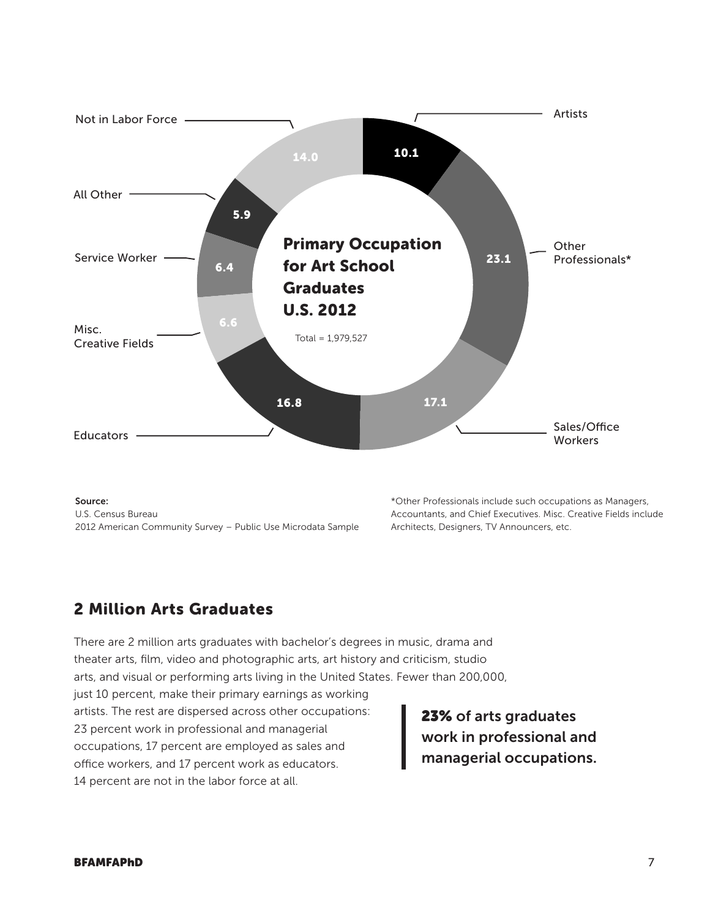**Primary Occupation for Art School Graduates U.S. 2012**

Total = 1,979,527

| Occupation | Percent |
| --- | --- |
| Artists | 10.1 |
| Other Professionals* | 23.1 |
| Sales/Office Workers | 17.1 |
| Educators | 16.8 |
| Misc. Creative Fields | 6.6 |
| Service Worker | 6.4 |
| All Other | 5.9 |
| Not in Labor Force | 14.0 |

**Source:**
U.S. Census Bureau
2012 American Community Survey – Public Use Microdata Sample

*Other Professionals include such occupations as Managers, Accountants, and Chief Executives. Misc. Creative Fields include Architects, Designers, TV Announcers, etc.

## 2 Million Arts Graduates

There are 2 million arts graduates with bachelor's degrees in music, drama and theater arts, film, video and photographic arts, art history and criticism, studio arts, and visual or performing arts living in the United States. Fewer than 200,000, just 10 percent, make their primary earnings as working artists. The rest are dispersed across other occupations: 23 percent work in professional and managerial occupations, 17 percent are employed as sales and office workers, and 17 percent work as educators. 14 percent are not in the labor force at all.

> **23%** of arts graduates work in professional and managerial occupations.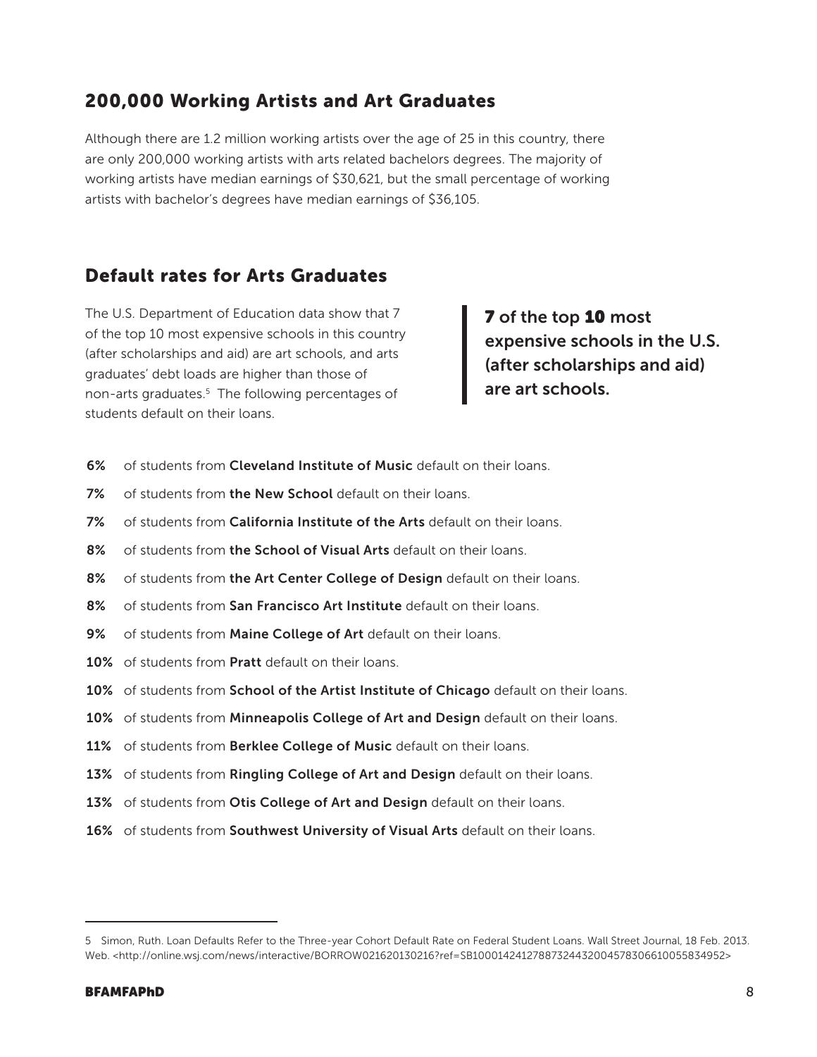## 200,000 Working Artists and Art Graduates

Although there are 1.2 million working artists over the age of 25 in this country, there are only 200,000 working artists with arts related bachelors degrees. The majority of working artists have median earnings of $30,621, but the small percentage of working artists with bachelor's degrees have median earnings of $36,105.

## Default rates for Arts Graduates

The U.S. Department of Education data show that 7 of the top 10 most expensive schools in this country (after scholarships and aid) are art schools, and arts graduates' debt loads are higher than those of non-arts graduates.[5] The following percentages of students default on their loans.

> **7 of the top 10 most expensive schools in the U.S. (after scholarships and aid) are art schools.**

**6%** of students from **Cleveland Institute of Music** default on their loans.

**7%** of students from **the New School** default on their loans.

**7%** of students from **California Institute of the Arts** default on their loans.

**8%** of students from **the School of Visual Arts** default on their loans.

**8%** of students from **the Art Center College of Design** default on their loans.

**8%** of students from **San Francisco Art Institute** default on their loans.

**9%** of students from **Maine College of Art** default on their loans.

**10%** of students from **Pratt** default on their loans.

**10%** of students from **School of the Artist Institute of Chicago** default on their loans.

**10%** of students from **Minneapolis College of Art and Design** default on their loans.

**11%** of students from **Berklee College of Music** default on their loans.

**13%** of students from **Ringling College of Art and Design** default on their loans.

**13%** of students from **Otis College of Art and Design** default on their loans.

**16%** of students from **Southwest University of Visual Arts** default on their loans.

---

5 Simon, Ruth. Loan Defaults Refer to the Three-year Cohort Default Rate on Federal Student Loans. Wall Street Journal, 18 Feb. 2013. Web. <http://online.wsj.com/news/interactive/BORROW021620130216?ref=SB10001424127887324432004578306610055834952>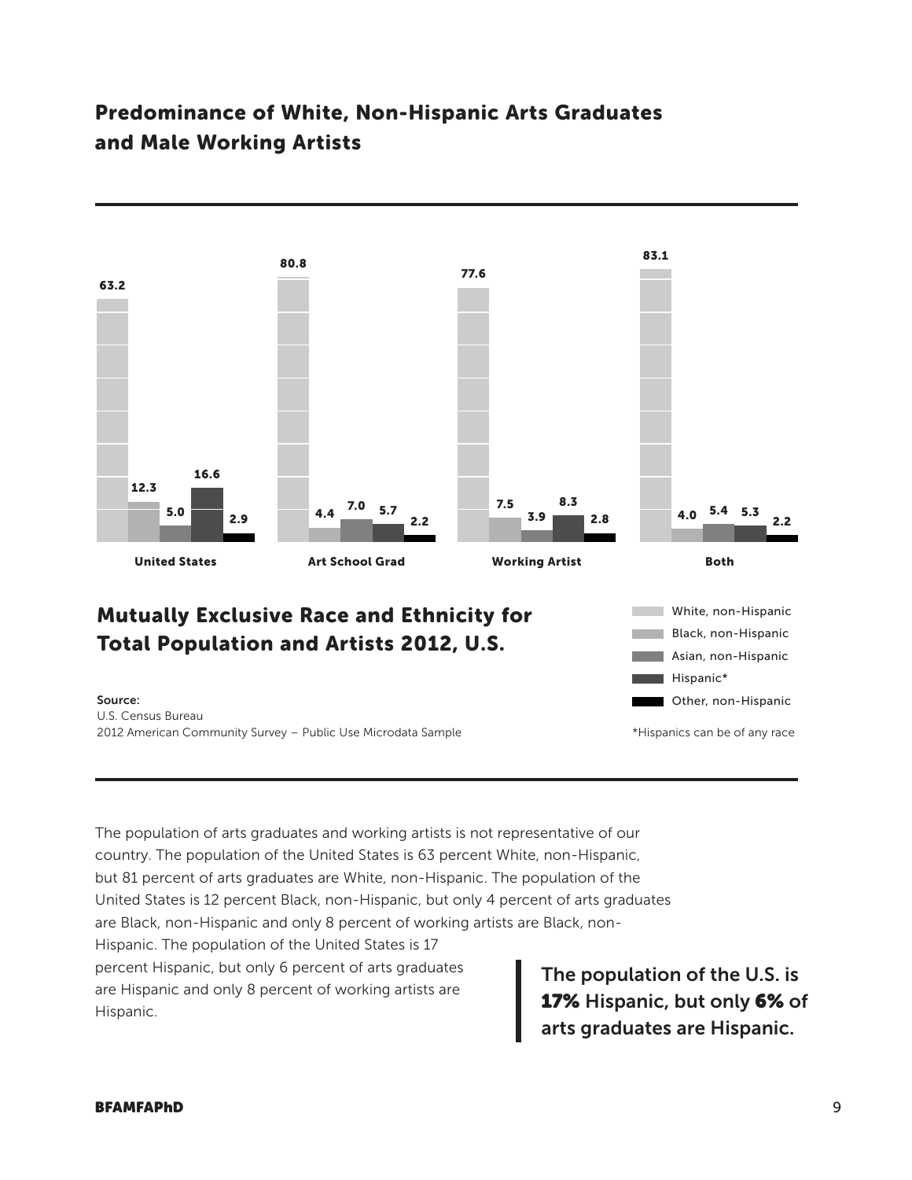## Predominance of White, Non-Hispanic Arts Graduates and Male Working Artists

| | White, non-Hispanic | Black, non-Hispanic | Asian, non-Hispanic | Hispanic* | Other, non-Hispanic |
|---|---|---|---|---|---|
| United States | 63.2 | 12.3 | 5.0 | 16.6 | 2.9 |
| Art School Grad | 80.8 | 4.4 | 7.0 | 5.7 | 2.2 |
| Working Artist | 77.6 | 7.5 | 3.9 | 8.3 | 2.8 |
| Both | 83.1 | 4.0 | 5.4 | 5.3 | 2.2 |

### Mutually Exclusive Race and Ethnicity for Total Population and Artists 2012, U.S.

**Source:**
U.S. Census Bureau
2012 American Community Survey – Public Use Microdata Sample

*Hispanics can be of any race

The population of arts graduates and working artists is not representative of our country. The population of the United States is 63 percent White, non-Hispanic, but 81 percent of arts graduates are White, non-Hispanic. The population of the United States is 12 percent Black, non-Hispanic, but only 4 percent of arts graduates are Black, non-Hispanic and only 8 percent of working artists are Black, non-Hispanic. The population of the United States is 17 percent Hispanic, but only 6 percent of arts graduates are Hispanic and only 8 percent of working artists are Hispanic.

> **The population of the U.S. is 17% Hispanic, but only 6% of arts graduates are Hispanic.**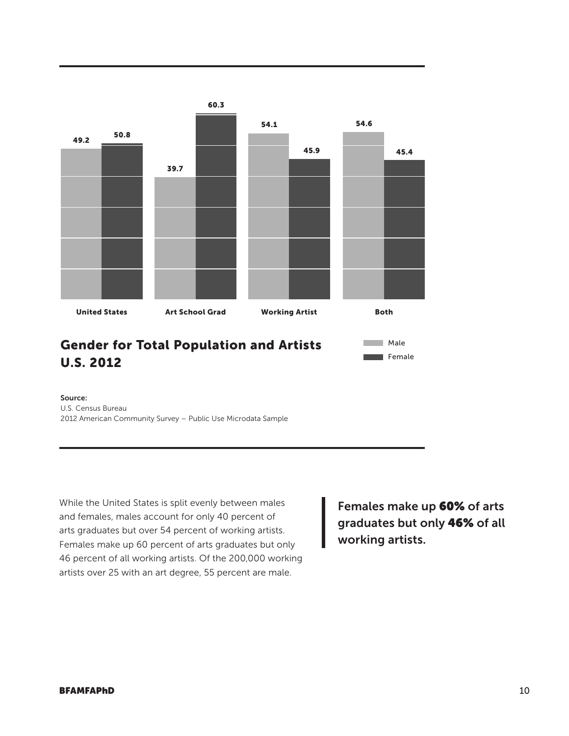| | Male | Female |
| --- | --- | --- |
| United States | 49.2 | 50.8 |
| Art School Grad | 39.7 | 60.3 |
| Working Artist | 54.1 | 45.9 |
| Both | 54.6 | 45.4 |

## Gender for Total Population and Artists U.S. 2012

**Source:**
U.S. Census Bureau
2012 American Community Survey – Public Use Microdata Sample

While the United States is split evenly between males and females, males account for only 40 percent of arts graduates but over 54 percent of working artists. Females make up 60 percent of arts graduates but only 46 percent of all working artists. Of the 200,000 working artists over 25 with an art degree, 55 percent are male.

**Females make up 60% of arts graduates but only 46% of all working artists.**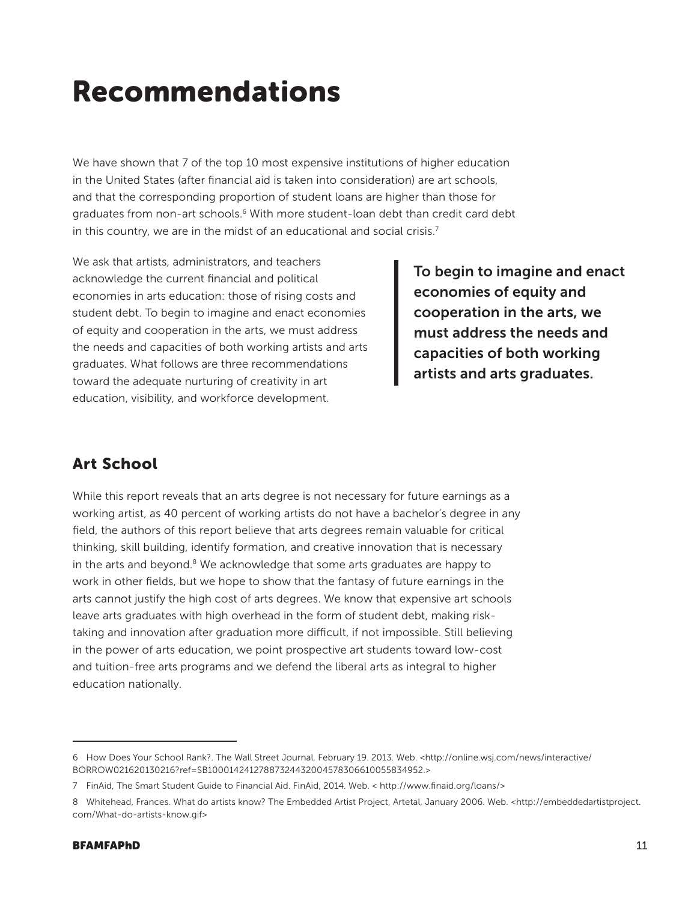# Recommendations

We have shown that 7 of the top 10 most expensive institutions of higher education in the United States (after financial aid is taken into consideration) are art schools, and that the corresponding proportion of student loans are higher than those for graduates from non-art schools.[6] With more student-loan debt than credit card debt in this country, we are in the midst of an educational and social crisis.[7]

We ask that artists, administrators, and teachers acknowledge the current financial and political economies in arts education: those of rising costs and student debt. To begin to imagine and enact economies of equity and cooperation in the arts, we must address the needs and capacities of both working artists and arts graduates. What follows are three recommendations toward the adequate nurturing of creativity in art education, visibility, and workforce development.

> **To begin to imagine and enact economies of equity and cooperation in the arts, we must address the needs and capacities of both working artists and arts graduates.**

## Art School

While this report reveals that an arts degree is not necessary for future earnings as a working artist, as 40 percent of working artists do not have a bachelor's degree in any field, the authors of this report believe that arts degrees remain valuable for critical thinking, skill building, identify formation, and creative innovation that is necessary in the arts and beyond.[8] We acknowledge that some arts graduates are happy to work in other fields, but we hope to show that the fantasy of future earnings in the arts cannot justify the high cost of arts degrees. We know that expensive art schools leave arts graduates with high overhead in the form of student debt, making risk-taking and innovation after graduation more difficult, if not impossible. Still believing in the power of arts education, we point prospective art students toward low-cost and tuition-free arts programs and we defend the liberal arts as integral to higher education nationally.

---

6 How Does Your School Rank?. The Wall Street Journal, February 19. 2013. Web. <http://online.wsj.com/news/interactive/BORROW021620130216?ref=SB10001424127887324432004578306610055834952.>

7 FinAid, The Smart Student Guide to Financial Aid. FinAid, 2014. Web. < http://www.finaid.org/loans/>

8 Whitehead, Frances. What do artists know? The Embedded Artist Project, Artetal, January 2006. Web. <http://embeddedartistproject.com/What-do-artists-know.gif>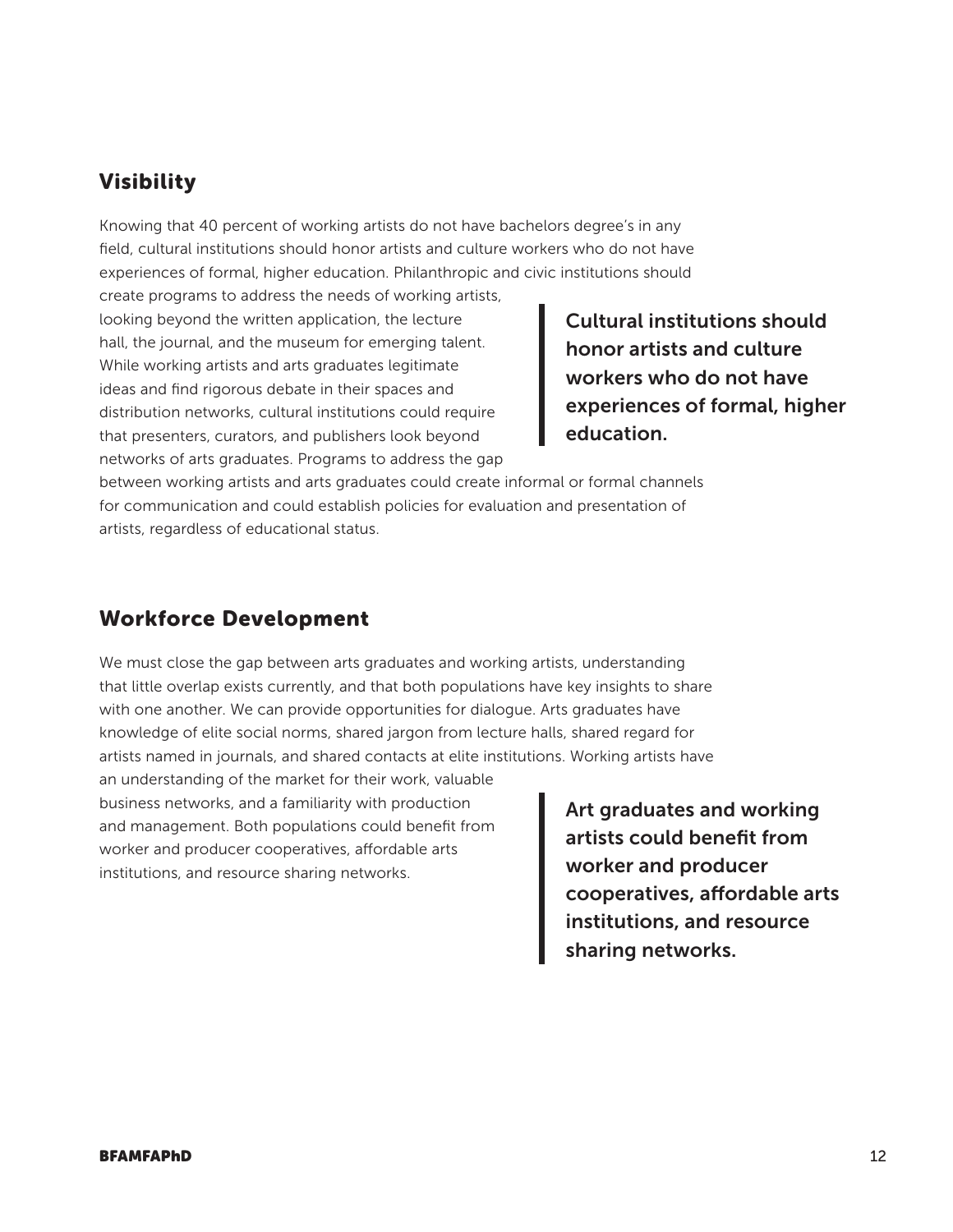## Visibility

Knowing that 40 percent of working artists do not have bachelors degree's in any field, cultural institutions should honor artists and culture workers who do not have experiences of formal, higher education. Philanthropic and civic institutions should create programs to address the needs of working artists, looking beyond the written application, the lecture hall, the journal, and the museum for emerging talent. While working artists and arts graduates legitimate ideas and find rigorous debate in their spaces and distribution networks, cultural institutions could require that presenters, curators, and publishers look beyond networks of arts graduates. Programs to address the gap between working artists and arts graduates could create informal or formal channels for communication and could establish policies for evaluation and presentation of artists, regardless of educational status.

> **Cultural institutions should honor artists and culture workers who do not have experiences of formal, higher education.**

## Workforce Development

We must close the gap between arts graduates and working artists, understanding that little overlap exists currently, and that both populations have key insights to share with one another. We can provide opportunities for dialogue. Arts graduates have knowledge of elite social norms, shared jargon from lecture halls, shared regard for artists named in journals, and shared contacts at elite institutions. Working artists have an understanding of the market for their work, valuable business networks, and a familiarity with production and management. Both populations could benefit from worker and producer cooperatives, affordable arts institutions, and resource sharing networks.

> **Art graduates and working artists could benefit from worker and producer cooperatives, affordable arts institutions, and resource sharing networks.**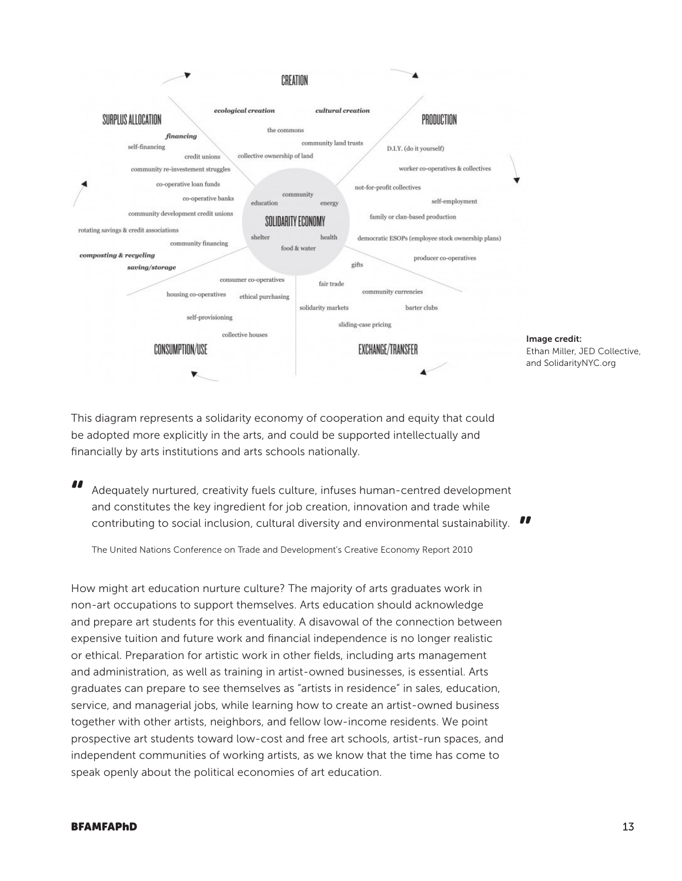CREATION

*ecological creation* *cultural creation*

the commons
community land trusts
collective ownership of land

SURPLUS ALLOCATION

*financing*
self-financing
credit unions
community re-investement struggles
co-operative loan funds
co-operative banks
community development credit unions
rotating savings & credit associations
community financing
*composting & recycling*
*saving/storage*

PRODUCTION

D.I.Y. (do it yourself)
worker co-operatives & collectives
not-for-profit collectives
self-employment
family or clan-based production
democratic ESOPs (employee stock ownership plans)
producer co-operatives

SOLIDARITY ECONOMY

community
education
energy
shelter
health
food & water

CONSUMPTION/USE

consumer co-operatives
housing co-operatives
ethical purchasing
self-provisioning
collective houses

EXCHANGE/TRANSFER

gifts
fair trade
community currencies
barter clubs
solidarity markets
sliding-case pricing

**Image credit:**
Ethan Miller, JED Collective, and SolidarityNYC.org

This diagram represents a solidarity economy of cooperation and equity that could be adopted more explicitly in the arts, and could be supported intellectually and financially by arts institutions and arts schools nationally.

> "Adequately nurtured, creativity fuels culture, infuses human-centred development and constitutes the key ingredient for job creation, innovation and trade while contributing to social inclusion, cultural diversity and environmental sustainability."
>
> The United Nations Conference on Trade and Development's Creative Economy Report 2010

How might art education nurture culture? The majority of arts graduates work in non-art occupations to support themselves. Arts education should acknowledge and prepare art students for this eventuality. A disavowal of the connection between expensive tuition and future work and financial independence is no longer realistic or ethical. Preparation for artistic work in other fields, including arts management and administration, as well as training in artist-owned businesses, is essential. Arts graduates can prepare to see themselves as "artists in residence" in sales, education, service, and managerial jobs, while learning how to create an artist-owned business together with other artists, neighbors, and fellow low-income residents. We point prospective art students toward low-cost and free art schools, artist-run spaces, and independent communities of working artists, as we know that the time has come to speak openly about the political economies of art education.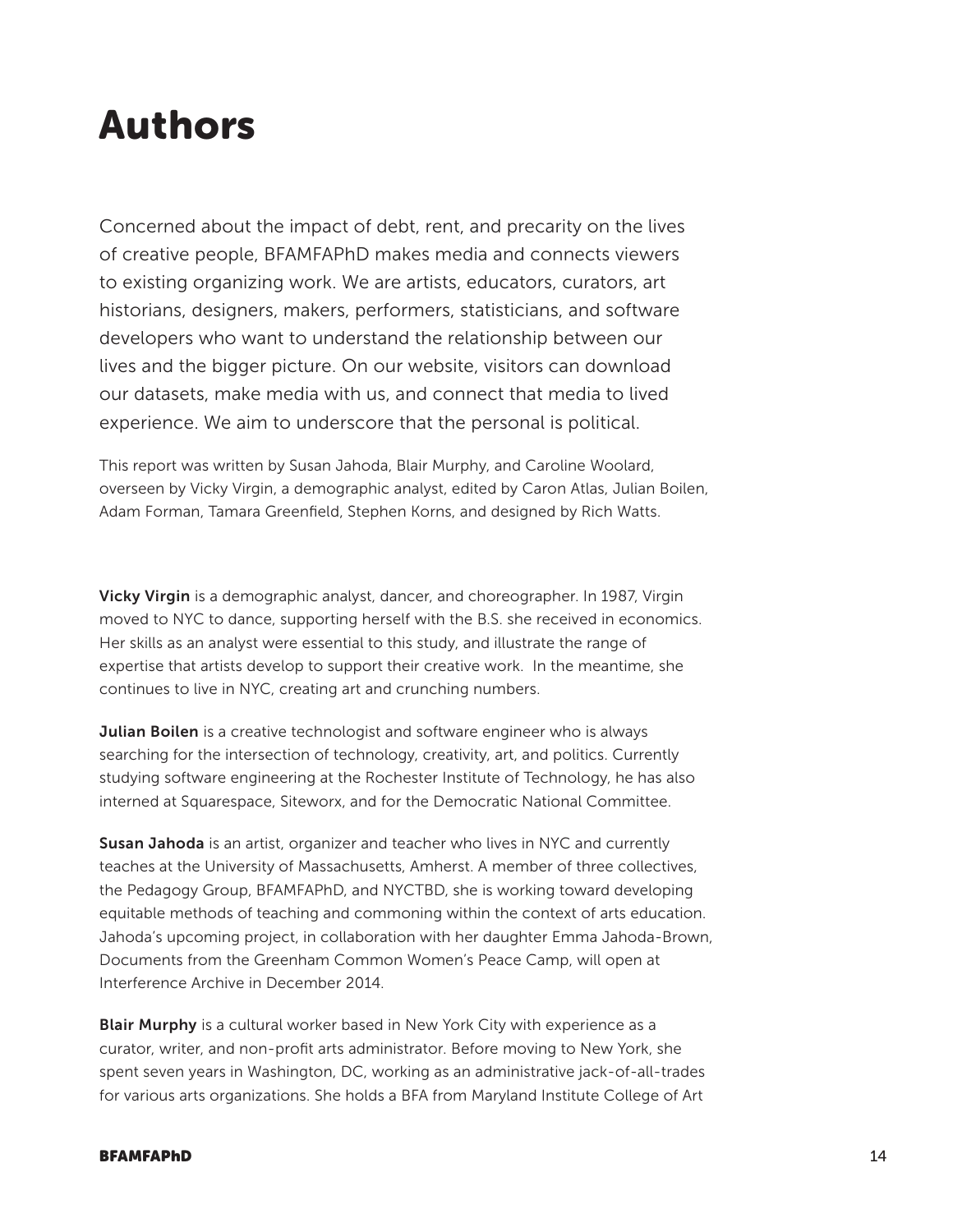# Authors

Concerned about the impact of debt, rent, and precarity on the lives of creative people, BFAMFAPhD makes media and connects viewers to existing organizing work. We are artists, educators, curators, art historians, designers, makers, performers, statisticians, and software developers who want to understand the relationship between our lives and the bigger picture. On our website, visitors can download our datasets, make media with us, and connect that media to lived experience. We aim to underscore that the personal is political.

This report was written by Susan Jahoda, Blair Murphy, and Caroline Woolard, overseen by Vicky Virgin, a demographic analyst, edited by Caron Atlas, Julian Boilen, Adam Forman, Tamara Greenfield, Stephen Korns, and designed by Rich Watts.

**Vicky Virgin** is a demographic analyst, dancer, and choreographer. In 1987, Virgin moved to NYC to dance, supporting herself with the B.S. she received in economics. Her skills as an analyst were essential to this study, and illustrate the range of expertise that artists develop to support their creative work. In the meantime, she continues to live in NYC, creating art and crunching numbers.

**Julian Boilen** is a creative technologist and software engineer who is always searching for the intersection of technology, creativity, art, and politics. Currently studying software engineering at the Rochester Institute of Technology, he has also interned at Squarespace, Siteworx, and for the Democratic National Committee.

**Susan Jahoda** is an artist, organizer and teacher who lives in NYC and currently teaches at the University of Massachusetts, Amherst. A member of three collectives, the Pedagogy Group, BFAMFAPhD, and NYCTBD, she is working toward developing equitable methods of teaching and commoning within the context of arts education. Jahoda's upcoming project, in collaboration with her daughter Emma Jahoda-Brown, Documents from the Greenham Common Women's Peace Camp, will open at Interference Archive in December 2014.

**Blair Murphy** is a cultural worker based in New York City with experience as a curator, writer, and non-profit arts administrator. Before moving to New York, she spent seven years in Washington, DC, working as an administrative jack-of-all-trades for various arts organizations. She holds a BFA from Maryland Institute College of Art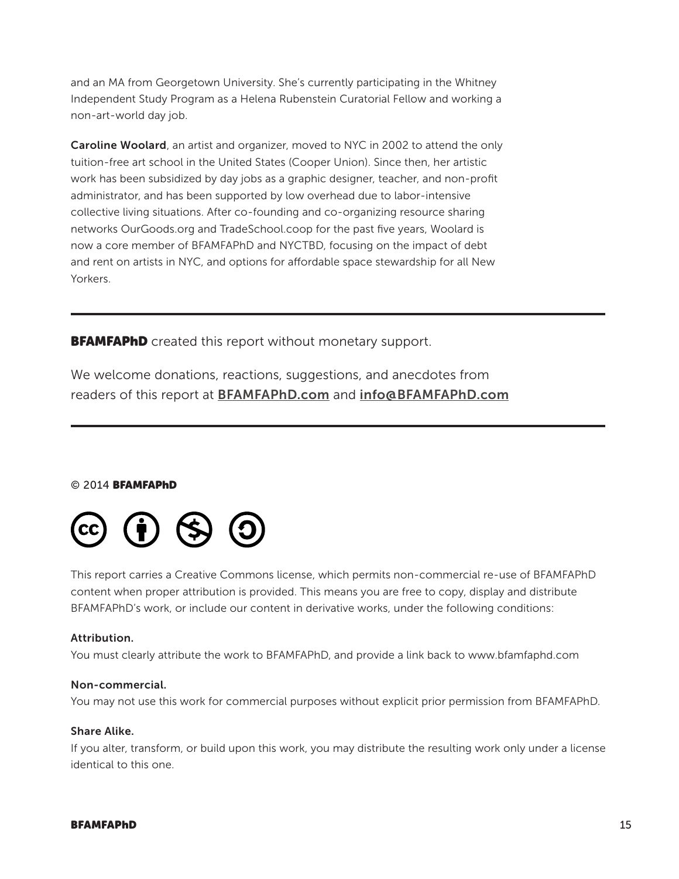and an MA from Georgetown University. She's currently participating in the Whitney Independent Study Program as a Helena Rubenstein Curatorial Fellow and working a non-art-world day job.

**Caroline Woolard**, an artist and organizer, moved to NYC in 2002 to attend the only tuition-free art school in the United States (Cooper Union). Since then, her artistic work has been subsidized by day jobs as a graphic designer, teacher, and non-profit administrator, and has been supported by low overhead due to labor-intensive collective living situations. After co-founding and co-organizing resource sharing networks OurGoods.org and TradeSchool.coop for the past five years, Woolard is now a core member of BFAMFAPhD and NYCTBD, focusing on the impact of debt and rent on artists in NYC, and options for affordable space stewardship for all New Yorkers.

---

**BFAMFAPhD** created this report without monetary support.

We welcome donations, reactions, suggestions, and anecdotes from readers of this report at **BFAMFAPhD.com** and **info@BFAMFAPhD.com**

---

© 2014 **BFAMFAPhD**

This report carries a Creative Commons license, which permits non-commercial re-use of BFAMFAPhD content when proper attribution is provided. This means you are free to copy, display and distribute BFAMFAPhD's work, or include our content in derivative works, under the following conditions:

**Attribution.**
You must clearly attribute the work to BFAMFAPhD, and provide a link back to www.bfamfaphd.com

**Non-commercial.**
You may not use this work for commercial purposes without explicit prior permission from BFAMFAPhD.

**Share Alike.**
If you alter, transform, or build upon this work, you may distribute the resulting work only under a license identical to this one.